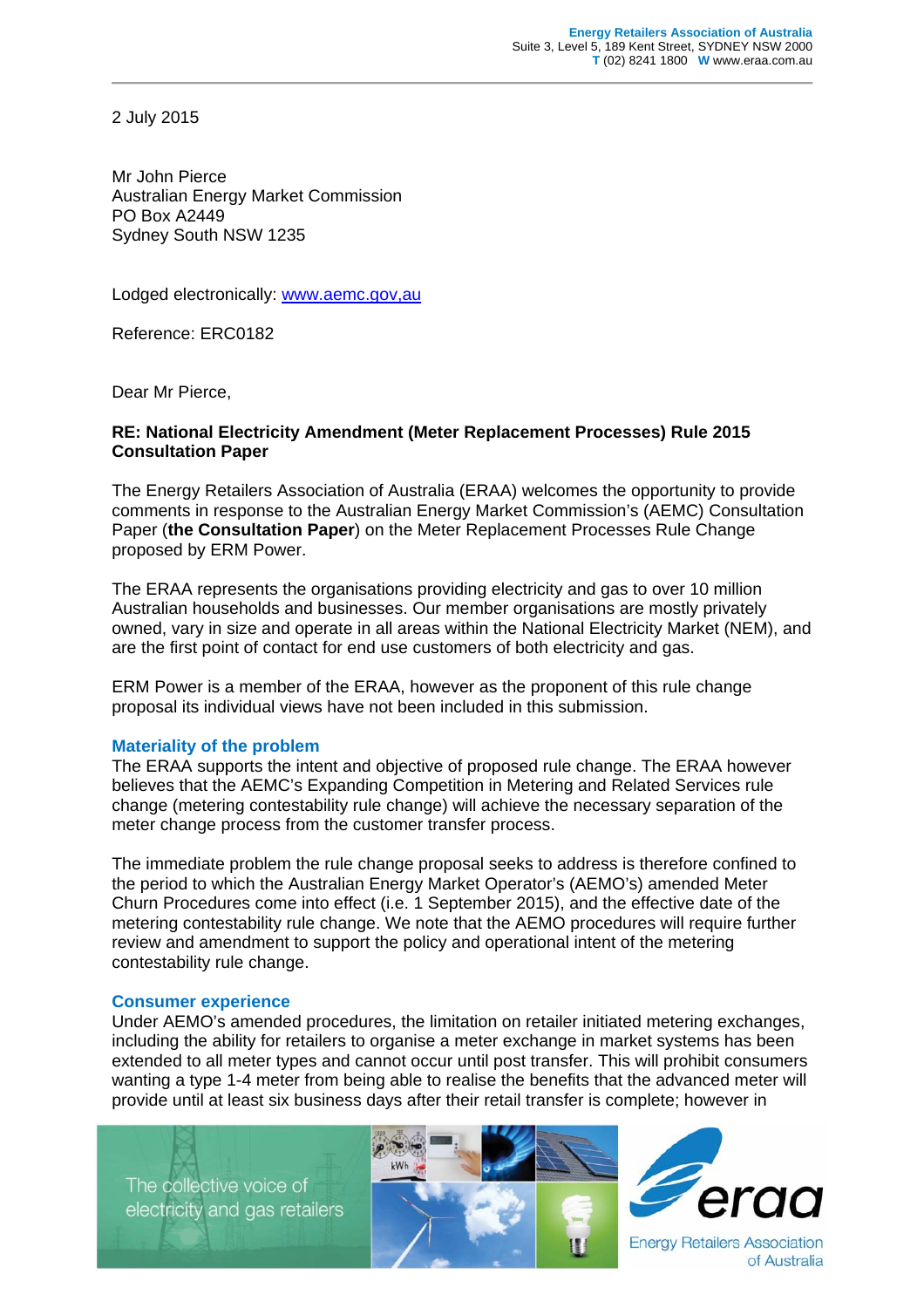Energy Retailers Association of Australia
Suite 3, Level 5, 189 Kent Street, SYDNEY NSW 2000
T (02) 8241 1800 W www.eraa.com.au

2 July 2015

Mr John Pierce
Australian Energy Market Commission
PO Box A2449
Sydney South NSW 1235

Lodged electronically: [www.aemc.gov,au](www.aemc.gov,au)

Reference: ERC0182

Dear Mr Pierce,

**RE: National Electricity Amendment (Meter Replacement Processes) Rule 2015 Consultation Paper**

The Energy Retailers Association of Australia (ERAA) welcomes the opportunity to provide comments in response to the Australian Energy Market Commission's (AEMC) Consultation Paper (**the Consultation Paper**) on the Meter Replacement Processes Rule Change proposed by ERM Power.

The ERAA represents the organisations providing electricity and gas to over 10 million Australian households and businesses. Our member organisations are mostly privately owned, vary in size and operate in all areas within the National Electricity Market (NEM), and are the first point of contact for end use customers of both electricity and gas.

ERM Power is a member of the ERAA, however as the proponent of this rule change proposal its individual views have not been included in this submission.

## Materiality of the problem

The ERAA supports the intent and objective of proposed rule change. The ERAA however believes that the AEMC's Expanding Competition in Metering and Related Services rule change (metering contestability rule change) will achieve the necessary separation of the meter change process from the customer transfer process.

The immediate problem the rule change proposal seeks to address is therefore confined to the period to which the Australian Energy Market Operator's (AEMO's) amended Meter Churn Procedures come into effect (i.e. 1 September 2015), and the effective date of the metering contestability rule change. We note that the AEMO procedures will require further review and amendment to support the policy and operational intent of the metering contestability rule change.

## Consumer experience

Under AEMO's amended procedures, the limitation on retailer initiated metering exchanges, including the ability for retailers to organise a meter exchange in market systems has been extended to all meter types and cannot occur until post transfer. This will prohibit consumers wanting a type 1-4 meter from being able to realise the benefits that the advanced meter will provide until at least six business days after their retail transfer is complete; however in

The collective voice of electricity and gas retailers

eraa Energy Retailers Association of Australia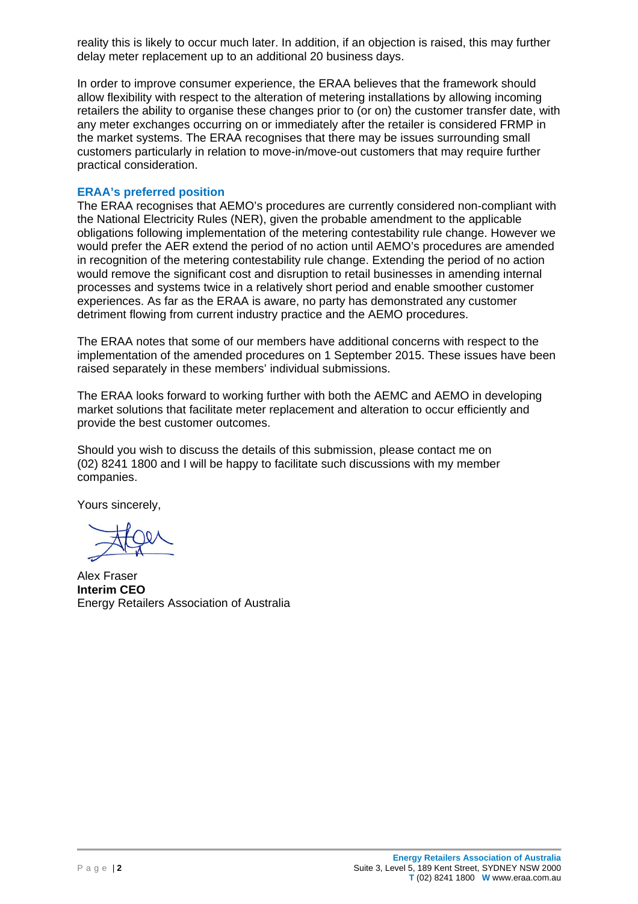reality this is likely to occur much later. In addition, if an objection is raised, this may further delay meter replacement up to an additional 20 business days.

In order to improve consumer experience, the ERAA believes that the framework should allow flexibility with respect to the alteration of metering installations by allowing incoming retailers the ability to organise these changes prior to (or on) the customer transfer date, with any meter exchanges occurring on or immediately after the retailer is considered FRMP in the market systems. The ERAA recognises that there may be issues surrounding small customers particularly in relation to move-in/move-out customers that may require further practical consideration.

## ERAA's preferred position

The ERAA recognises that AEMO's procedures are currently considered non-compliant with the National Electricity Rules (NER), given the probable amendment to the applicable obligations following implementation of the metering contestability rule change. However we would prefer the AER extend the period of no action until AEMO's procedures are amended in recognition of the metering contestability rule change. Extending the period of no action would remove the significant cost and disruption to retail businesses in amending internal processes and systems twice in a relatively short period and enable smoother customer experiences. As far as the ERAA is aware, no party has demonstrated any customer detriment flowing from current industry practice and the AEMO procedures.

The ERAA notes that some of our members have additional concerns with respect to the implementation of the amended procedures on 1 September 2015. These issues have been raised separately in these members' individual submissions.

The ERAA looks forward to working further with both the AEMC and AEMO in developing market solutions that facilitate meter replacement and alteration to occur efficiently and provide the best customer outcomes.

Should you wish to discuss the details of this submission, please contact me on (02) 8241 1800 and I will be happy to facilitate such discussions with my member companies.

Yours sincerely,

Alex Fraser
**Interim CEO**
Energy Retailers Association of Australia